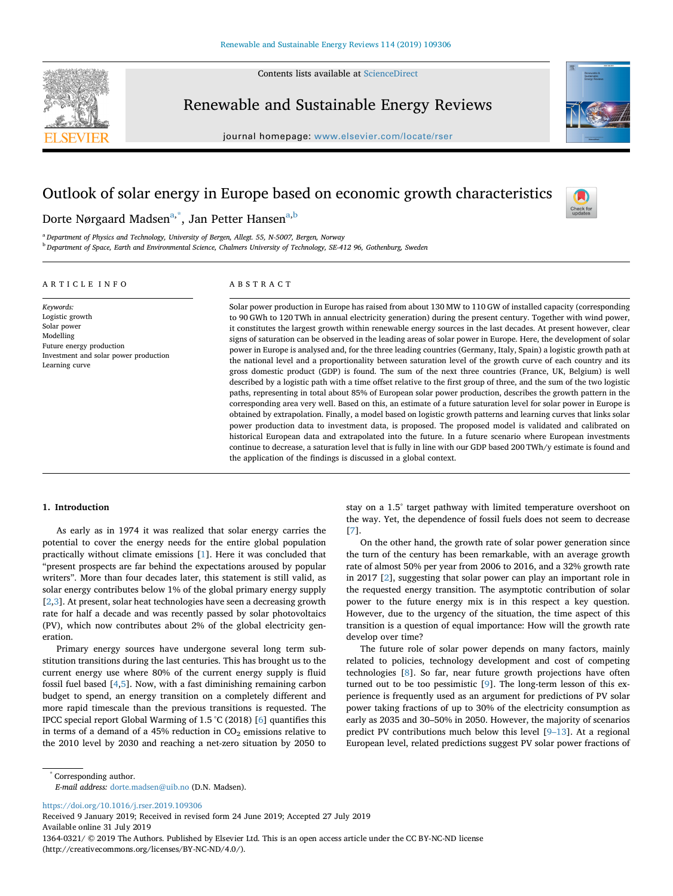# Outlook of solar energy in Europe based on economic growth characteristics

Dorte Nørgaard Madsen[a,*], Jan Petter Hansen[a,b]

[a] Department of Physics and Technology, University of Bergen, Allegt. 55, N-5007, Bergen, Norway

[b] Department of Space, Earth and Environmental Science, Chalmers University of Technology, SE-412 96, Gothenburg, Sweden

## ARTICLE INFO

*Keywords:*
Logistic growth
Solar power
Modelling
Future energy production
Investment and solar power production
Learning curve

## ABSTRACT

Solar power production in Europe has raised from about 130 MW to 110 GW of installed capacity (corresponding to 90 GWh to 120 TWh in annual electricity generation) during the present century. Together with wind power, it constitutes the largest growth within renewable energy sources in the last decades. At present however, clear signs of saturation can be observed in the leading areas of solar power in Europe. Here, the development of solar power in Europe is analysed and, for the three leading countries (Germany, Italy, Spain) a logistic growth path at the national level and a proportionality between saturation level of the growth curve of each country and its gross domestic product (GDP) is found. The sum of the next three countries (France, UK, Belgium) is well described by a logistic path with a time offset relative to the first group of three, and the sum of the two logistic paths, representing in total about 85% of European solar power production, describes the growth pattern in the corresponding area very well. Based on this, an estimate of a future saturation level for solar power in Europe is obtained by extrapolation. Finally, a model based on logistic growth patterns and learning curves that links solar power production data to investment data, is proposed. The proposed model is validated and calibrated on historical European data and extrapolated into the future. In a future scenario where European investments continue to decrease, a saturation level that is fully in line with our GDP based 200 TWh/y estimate is found and the application of the findings is discussed in a global context.

## 1. Introduction

As early as in 1974 it was realized that solar energy carries the potential to cover the energy needs for the entire global population practically without climate emissions [1]. Here it was concluded that "present prospects are far behind the expectations aroused by popular writers". More than four decades later, this statement is still valid, as solar energy contributes below 1% of the global primary energy supply [2,3]. At present, solar heat technologies have seen a decreasing growth rate for half a decade and was recently passed by solar photovoltaics (PV), which now contributes about 2% of the global electricity generation.

Primary energy sources have undergone several long term substitution transitions during the last centuries. This has brought us to the current energy use where 80% of the current energy supply is fluid fossil fuel based [4,5]. Now, with a fast diminishing remaining carbon budget to spend, an energy transition on a completely different and more rapid timescale than the previous transitions is requested. The IPCC special report Global Warming of 1.5 °C (2018) [6] quantifies this in terms of a demand of a 45% reduction in $CO_2$ emissions relative to the 2010 level by 2030 and reaching a net-zero situation by 2050 to stay on a 1.5° target pathway with limited temperature overshoot on the way. Yet, the dependence of fossil fuels does not seem to decrease [7].

On the other hand, the growth rate of solar power generation since the turn of the century has been remarkable, with an average growth rate of almost 50% per year from 2006 to 2016, and a 32% growth rate in 2017 [2], suggesting that solar power can play an important role in the requested energy transition. The asymptotic contribution of solar power to the future energy mix is in this respect a key question. However, due to the urgency of the situation, the time aspect of this transition is a question of equal importance: How will the growth rate develop over time?

The future role of solar power depends on many factors, mainly related to policies, technology development and cost of competing technologies [8]. So far, near future growth projections have often turned out to be too pessimistic [9]. The long-term lesson of this experience is frequently used as an argument for predictions of PV solar power taking fractions of up to 30% of the electricity consumption as early as 2035 and 30–50% in 2050. However, the majority of scenarios predict PV contributions much below this level [9–13]. At a regional European level, related predictions suggest PV solar power fractions of

---

* Corresponding author.
*E-mail address:* dorte.madsen@uib.no (D.N. Madsen).

https://doi.org/10.1016/j.rser.2019.109306
Received 9 January 2019; Received in revised form 24 June 2019; Accepted 27 July 2019
Available online 31 July 2019
1364-0321/ © 2019 The Authors. Published by Elsevier Ltd. This is an open access article under the CC BY-NC-ND license (http://creativecommons.org/licenses/BY-NC-ND/4.0/).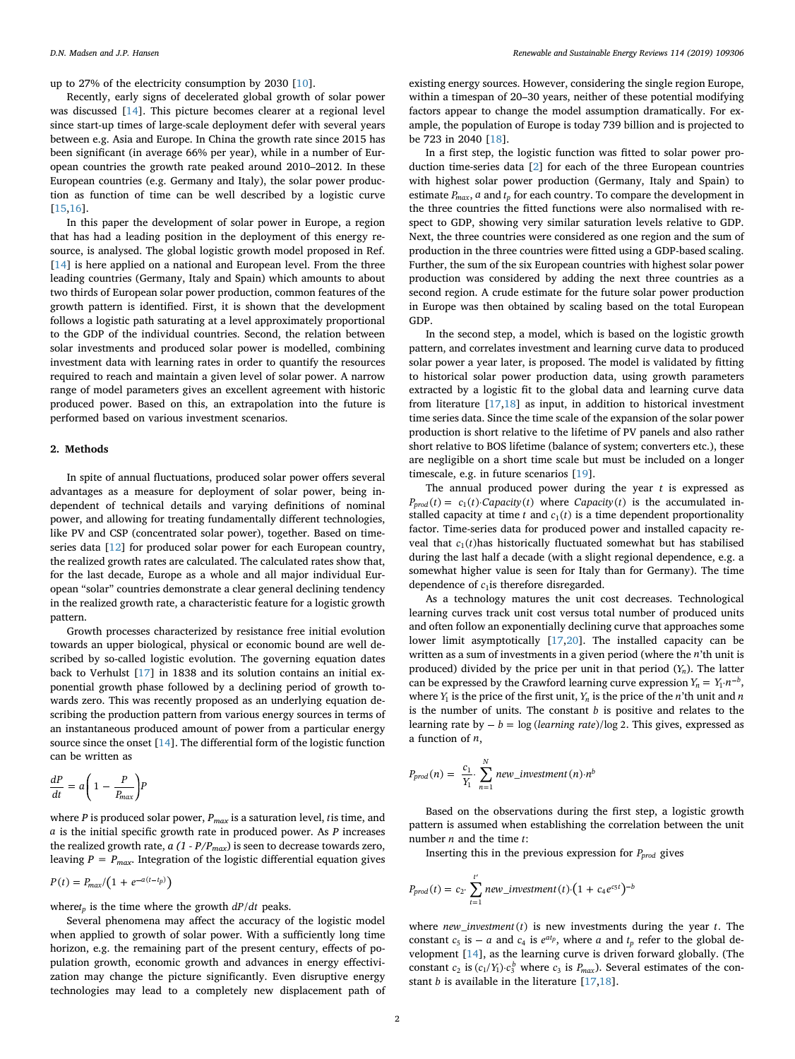up to 27% of the electricity consumption by 2030 [10].

Recently, early signs of decelerated global growth of solar power was discussed [14]. This picture becomes clearer at a regional level since start-up times of large-scale deployment defer with several years between e.g. Asia and Europe. In China the growth rate since 2015 has been significant (in average 66% per year), while in a number of European countries the growth rate peaked around 2010–2012. In these European countries (e.g. Germany and Italy), the solar power production as function of time can be well described by a logistic curve [15,16].

In this paper the development of solar power in Europe, a region that has had a leading position in the deployment of this energy resource, is analysed. The global logistic growth model proposed in Ref. [14] is here applied on a national and European level. From the three leading countries (Germany, Italy and Spain) which amounts to about two thirds of European solar power production, common features of the growth pattern is identified. First, it is shown that the development follows a logistic path saturating at a level approximately proportional to the GDP of the individual countries. Second, the relation between solar investments and produced solar power is modelled, combining investment data with learning rates in order to quantify the resources required to reach and maintain a given level of solar power. A narrow range of model parameters gives an excellent agreement with historic produced power. Based on this, an extrapolation into the future is performed based on various investment scenarios.

## 2. Methods

In spite of annual fluctuations, produced solar power offers several advantages as a measure for deployment of solar power, being independent of technical details and varying definitions of nominal power, and allowing for treating fundamentally different technologies, like PV and CSP (concentrated solar power), together. Based on time-series data [12] for produced solar power for each European country, the realized growth rates are calculated. The calculated rates show that, for the last decade, Europe as a whole and all major individual European "solar" countries demonstrate a clear general declining tendency in the realized growth rate, a characteristic feature for a logistic growth pattern.

Growth processes characterized by resistance free initial evolution towards an upper biological, physical or economic bound are well described by so-called logistic evolution. The governing equation dates back to Verhulst [17] in 1838 and its solution contains an initial exponential growth phase followed by a declining period of growth towards zero. This was recently proposed as an underlying equation describing the production pattern from various energy sources in terms of an instantaneous produced amount of power from a particular energy source since the onset [14]. The differential form of the logistic function can be written as

$$\frac{dP}{dt} = a\left(1 - \frac{P}{P_{max}}\right)P$$

where $P$ is produced solar power, $P_{max}$ is a saturation level, $t$ is time, and $a$ is the initial specific growth rate in produced power. As $P$ increases the realized growth rate, $a\,(1 - P/P_{max})$ is seen to decrease towards zero, leaving $P = P_{max}$. Integration of the logistic differential equation gives

$$P(t) = P_{max}/\left(1 + e^{-a(t-t_p)}\right)$$

where $t_p$ is the time where the growth $dP/dt$ peaks.

Several phenomena may affect the accuracy of the logistic model when applied to growth of solar power. With a sufficiently long time horizon, e.g. the remaining part of the present century, effects of population growth, economic growth and advances in energy effectivization may change the picture significantly. Even disruptive energy technologies may lead to a completely new displacement path of existing energy sources. However, considering the single region Europe, within a timespan of 20–30 years, neither of these potential modifying factors appear to change the model assumption dramatically. For example, the population of Europe is today 739 billion and is projected to be 723 in 2040 [18].

In a first step, the logistic function was fitted to solar power production time-series data [2] for each of the three European countries with highest solar power production (Germany, Italy and Spain) to estimate $P_{max}$, $a$ and $t_p$ for each country. To compare the development in the three countries the fitted functions were also normalised with respect to GDP, showing very similar saturation levels relative to GDP. Next, the three countries were considered as one region and the sum of production in the three countries were fitted using a GDP-based scaling. Further, the sum of the six European countries with highest solar power production was considered by adding the next three countries as a second region. A crude estimate for the future solar power production in Europe was then obtained by scaling based on the total European GDP.

In the second step, a model, which is based on the logistic growth pattern, and correlates investment and learning curve data to produced solar power a year later, is proposed. The model is validated by fitting to historical solar power production data, using growth parameters extracted by a logistic fit to the global data and learning curve data from literature [17,18] as input, in addition to historical investment time series data. Since the time scale of the expansion of the solar power production is short relative to the lifetime of PV panels and also rather short relative to BOS lifetime (balance of system; converters etc.), these are negligible on a short time scale but must be included on a longer timescale, e.g. in future scenarios [19].

The annual produced power during the year $t$ is expressed as $P_{prod}(t) = c_1(t)\cdot Capacity(t)$ where $Capacity(t)$ is the accumulated installed capacity at time $t$ and $c_1(t)$ is a time dependent proportionality factor. Time-series data for produced power and installed capacity reveal that $c_1(t)$ has historically fluctuated somewhat but has stabilised during the last half a decade (with a slight regional dependence, e.g. a somewhat higher value is seen for Italy than for Germany). The time dependence of $c_1$ is therefore disregarded.

As a technology matures the unit cost decreases. Technological learning curves track unit cost versus total number of produced units and often follow an exponentially declining curve that approaches some lower limit asymptotically [17,20]. The installed capacity can be written as a sum of investments in a given period (where the $n$'th unit is produced) divided by the price per unit in that period ($Y_n$). The latter can be expressed by the Crawford learning curve expression $Y_n = Y_1\cdot n^{-b}$, where $Y_1$ is the price of the first unit, $Y_n$ is the price of the $n$'th unit and $n$ is the number of units. The constant $b$ is positive and relates to the learning rate by $-b = \log(learning\ rate)/\log 2$. This gives, expressed as a function of $n$,

$$P_{prod}(n) = \frac{c_1}{Y_1}\cdot\sum_{n=1}^{N} new\_investment(n)\cdot n^{b}$$

Based on the observations during the first step, a logistic growth pattern is assumed when establishing the correlation between the unit number $n$ and the time $t$:

Inserting this in the previous expression for $P_{prod}$ gives

$$P_{prod}(t) = c_2\cdot\sum_{t=1}^{t'} new\_investment(t)\cdot\left(1 + c_4 e^{c_5 t}\right)^{-b}$$

where $new\_investment(t)$ is new investments during the year $t$. The constant $c_5$ is $-a$ and $c_4$ is $e^{at_p}$, where $a$ and $t_p$ refer to the global development [14], as the learning curve is driven forward globally. (The constant $c_2$ is $(c_1/Y_1)\cdot c_3^{b}$ where $c_3$ is $P_{max}$). Several estimates of the constant $b$ is available in the literature [17,18].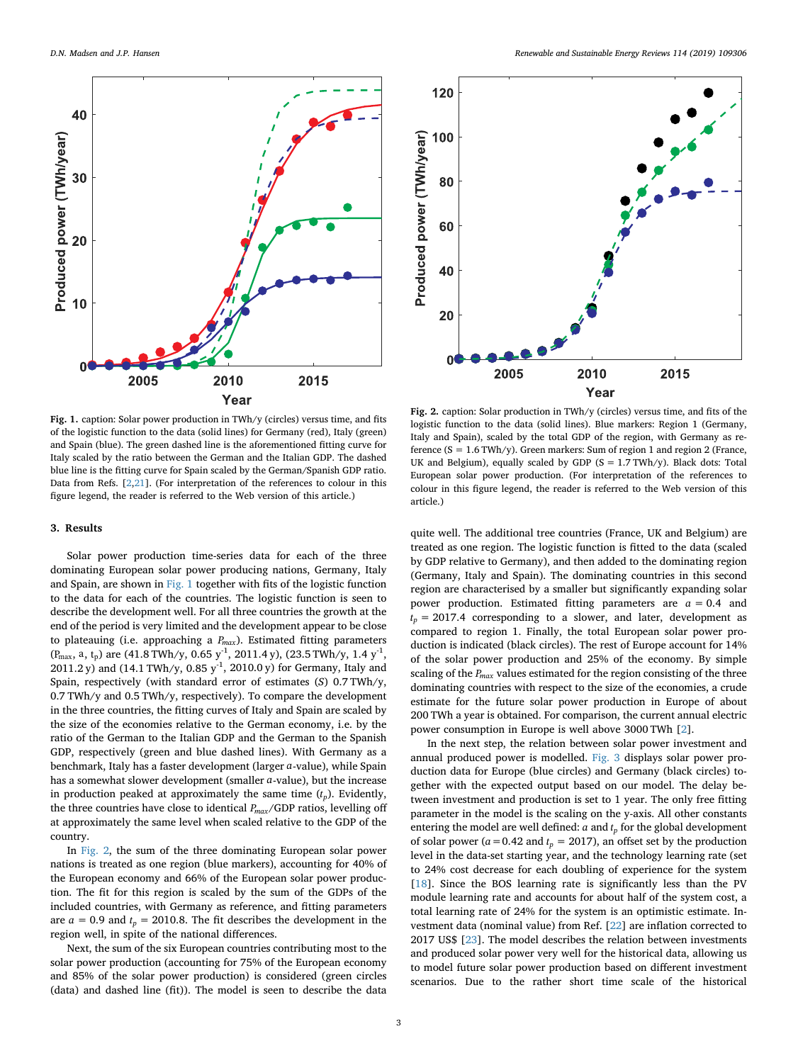**Fig. 1.** caption: Solar power production in TWh/y (circles) versus time, and fits of the logistic function to the data (solid lines) for Germany (red), Italy (green) and Spain (blue). The green dashed line is the aforementioned fitting curve for Italy scaled by the ratio between the German and the Italian GDP. The dashed blue line is the fitting curve for Spain scaled by the German/Spanish GDP ratio. Data from Refs. [2,21]. (For interpretation of the references to colour in this figure legend, the reader is referred to the Web version of this article.)

**Fig. 2.** caption: Solar production in TWh/y (circles) versus time, and fits of the logistic function to the data (solid lines). Blue markers: Region 1 (Germany, Italy and Spain), scaled by the total GDP of the region, with Germany as reference (S = 1.6 TWh/y). Green markers: Sum of region 1 and region 2 (France, UK and Belgium), equally scaled by GDP (S = 1.7 TWh/y). Black dots: Total European solar power production. (For interpretation of the references to colour in this figure legend, the reader is referred to the Web version of this article.)

## 3. Results

Solar power production time-series data for each of the three dominating European solar power producing nations, Germany, Italy and Spain, are shown in Fig. 1 together with fits of the logistic function to the data for each of the countries. The logistic function is seen to describe the development well. For all three countries the growth at the end of the period is very limited and the development appear to be close to plateauing (i.e. approaching a $P_{max}$). Estimated fitting parameters ($P_{max}$, a, $t_p$) are (41.8 TWh/y, 0.65 $y^{-1}$, 2011.4 y), (23.5 TWh/y, 1.4 $y^{-1}$, 2011.2 y) and (14.1 TWh/y, 0.85 $y^{-1}$, 2010.0 y) for Germany, Italy and Spain, respectively (with standard error of estimates ($S$) 0.7 TWh/y, 0.7 TWh/y and 0.5 TWh/y, respectively). To compare the development in the three countries, the fitting curves of Italy and Spain are scaled by the size of the economies relative to the German economy, i.e. by the ratio of the German to the Italian GDP and the German to the Spanish GDP, respectively (green and blue dashed lines). With Germany as a benchmark, Italy has a faster development (larger $a$-value), while Spain has a somewhat slower development (smaller $a$-value), but the increase in production peaked at approximately the same time ($t_p$). Evidently, the three countries have close to identical $P_{max}$/GDP ratios, levelling off at approximately the same level when scaled relative to the GDP of the country.

In Fig. 2, the sum of the three dominating European solar power nations is treated as one region (blue markers), accounting for 40% of the European economy and 66% of the European solar power production. The fit for this region is scaled by the sum of the GDPs of the included countries, with Germany as reference, and fitting parameters are $a = 0.9$ and $t_p = 2010.8$. The fit describes the development in the region well, in spite of the national differences.

Next, the sum of the six European countries contributing most to the solar power production (accounting for 75% of the European economy and 85% of the solar power production) is considered (green circles (data) and dashed line (fit)). The model is seen to describe the data quite well. The additional tree countries (France, UK and Belgium) are treated as one region. The logistic function is fitted to the data (scaled by GDP relative to Germany), and then added to the dominating region (Germany, Italy and Spain). The dominating countries in this second region are characterised by a smaller but significantly expanding solar power production. Estimated fitting parameters are $a = 0.4$ and $t_p = 2017.4$ corresponding to a slower, and later, development as compared to region 1. Finally, the total European solar power production is indicated (black circles). The rest of Europe account for 14% of the solar power production and 25% of the economy. By simple scaling of the $P_{max}$ values estimated for the region consisting of the three dominating countries with respect to the size of the economies, a crude estimate for the future solar power production in Europe of about 200 TWh a year is obtained. For comparison, the current annual electric power consumption in Europe is well above 3000 TWh [2].

In the next step, the relation between solar power investment and annual produced power is modelled. Fig. 3 displays solar power production data for Europe (blue circles) and Germany (black circles) together with the expected output based on our model. The delay between investment and production is set to 1 year. The only free fitting parameter in the model is the scaling on the y-axis. All other constants entering the model are well defined: $a$ and $t_p$ for the global development of solar power ($a = 0.42$ and $t_p = 2017$), an offset set by the production level in the data-set starting year, and the technology learning rate (set to 24% cost decrease for each doubling of experience for the system [18]. Since the BOS learning rate is significantly less than the PV module learning rate and accounts for about half of the system cost, a total learning rate of 24% for the system is an optimistic estimate. Investment data (nominal value) from Ref. [22] are inflation corrected to 2017 US$ [23]. The model describes the relation between investments and produced solar power very well for the historical data, allowing us to model future solar power production based on different investment scenarios. Due to the rather short time scale of the historical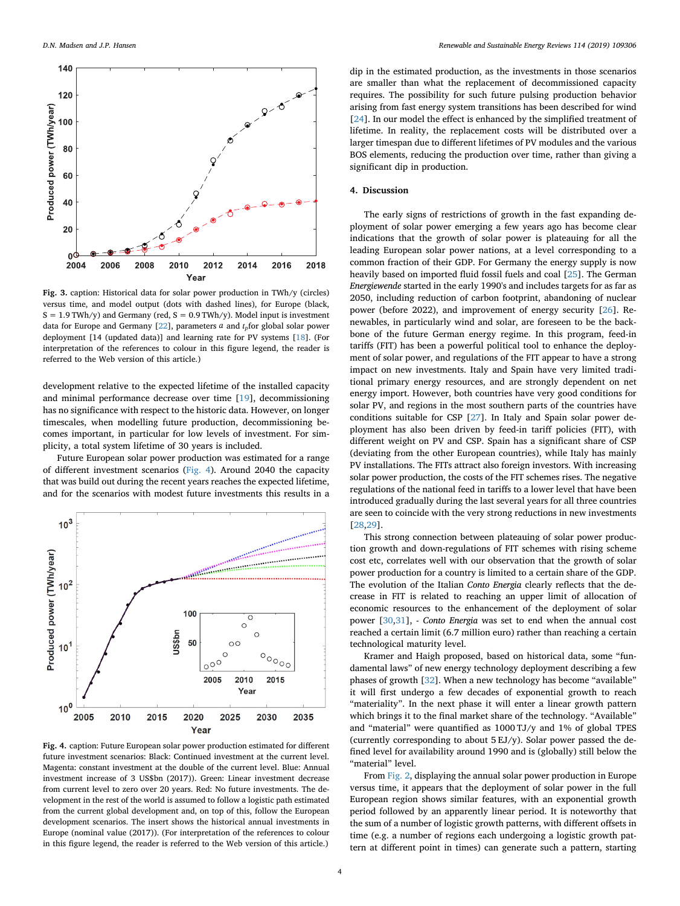Fig. 3. caption: Historical data for solar power production in TWh/y (circles) versus time, and model output (dots with dashed lines), for Europe (black, S = 1.9 TWh/y) and Germany (red, S = 0.9 TWh/y). Model input is investment data for Europe and Germany [22], parameters $a$ and $t_p$ for global solar power deployment [14 (updated data)] and learning rate for PV systems [18]. (For interpretation of the references to colour in this figure legend, the reader is referred to the Web version of this article.)

development relative to the expected lifetime of the installed capacity and minimal performance decrease over time [19], decommissioning has no significance with respect to the historic data. However, on longer timescales, when modelling future production, decommissioning becomes important, in particular for low levels of investment. For simplicity, a total system lifetime of 30 years is included.

Future European solar power production was estimated for a range of different investment scenarios (Fig. 4). Around 2040 the capacity that was build out during the recent years reaches the expected lifetime, and for the scenarios with modest future investments this results in a dip in the estimated production, as the investments in those scenarios are smaller than what the replacement of decommissioned capacity requires. The possibility for such future pulsing production behavior arising from fast energy system transitions has been described for wind [24]. In our model the effect is enhanced by the simplified treatment of lifetime. In reality, the replacement costs will be distributed over a larger timespan due to different lifetimes of PV modules and the various BOS elements, reducing the production over time, rather than giving a significant dip in production.

Fig. 4. caption: Future European solar power production estimated for different future investment scenarios: Black: Continued investment at the current level. Magenta: constant investment at the double of the current level. Blue: Annual investment increase of 3 US$bn (2017)). Green: Linear investment decrease from current level to zero over 20 years. Red: No future investments. The development in the rest of the world is assumed to follow a logistic path estimated from the current global development and, on top of this, follow the European development scenarios. The insert shows the historical annual investments in Europe (nominal value (2017)). (For interpretation of the references to colour in this figure legend, the reader is referred to the Web version of this article.)

## 4. Discussion

The early signs of restrictions of growth in the fast expanding deployment of solar power emerging a few years ago has become clear indications that the growth of solar power is plateauing for all the leading European solar power nations, at a level corresponding to a common fraction of their GDP. For Germany the energy supply is now heavily based on imported fluid fossil fuels and coal [25]. The German *Energiewende* started in the early 1990's and includes targets for as far as 2050, including reduction of carbon footprint, abandoning of nuclear power (before 2022), and improvement of energy security [26]. Renewables, in particularly wind and solar, are foreseen to be the backbone of the future German energy regime. In this program, feed-in tariffs (FIT) has been a powerful political tool to enhance the deployment of solar power, and regulations of the FIT appear to have a strong impact on new investments. Italy and Spain have very limited traditional primary energy resources, and are strongly dependent on net energy import. However, both countries have very good conditions for solar PV, and regions in the most southern parts of the countries have conditions suitable for CSP [27]. In Italy and Spain solar power deployment has also been driven by feed-in tariff policies (FIT), with different weight on PV and CSP. Spain has a significant share of CSP (deviating from the other European countries), while Italy has mainly PV installations. The FITs attract also foreign investors. With increasing solar power production, the costs of the FIT schemes rises. The negative regulations of the national feed in tariffs to a lower level that have been introduced gradually during the last several years for all three countries are seen to coincide with the very strong reductions in new investments [28,29].

This strong connection between plateauing of solar power production growth and down-regulations of FIT schemes with rising scheme cost etc, correlates well with our observation that the growth of solar power production for a country is limited to a certain share of the GDP. The evolution of the Italian *Conto Energia* clearly reflects that the decrease in FIT is related to reaching an upper limit of allocation of economic resources to the enhancement of the deployment of solar power [30,31], - *Conto Energia* was set to end when the annual cost reached a certain limit (6.7 million euro) rather than reaching a certain technological maturity level.

Kramer and Haigh proposed, based on historical data, some "fundamental laws" of new energy technology deployment describing a few phases of growth [32]. When a new technology has become "available" it will first undergo a few decades of exponential growth to reach "materiality". In the next phase it will enter a linear growth pattern which brings it to the final market share of the technology. "Available" and "material" were quantified as 1000 TJ/y and 1% of global TPES (currently corresponding to about 5 EJ/y). Solar power passed the defined level for availability around 1990 and is (globally) still below the "material" level.

From Fig. 2, displaying the annual solar power production in Europe versus time, it appears that the deployment of solar power in the full European region shows similar features, with an exponential growth period followed by an apparently linear period. It is noteworthy that the sum of a number of logistic growth patterns, with different offsets in time (e.g. a number of regions each undergoing a logistic growth pattern at different point in times) can generate such a pattern, starting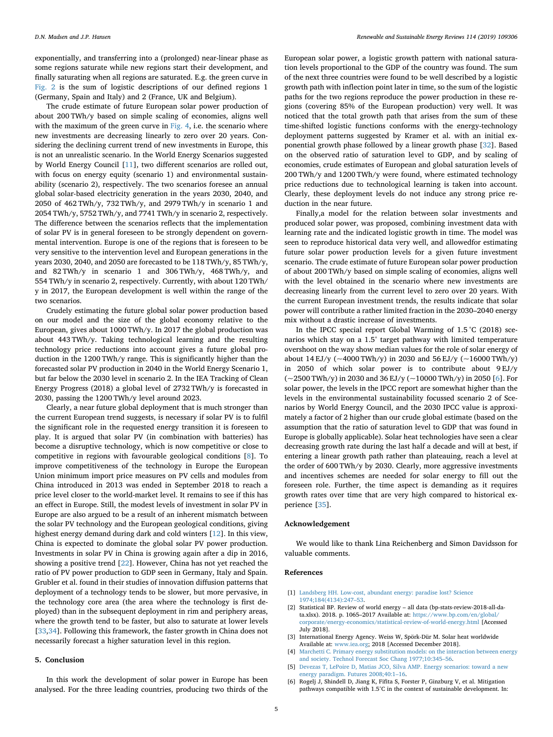exponentially, and transferring into a (prolonged) near-linear phase as some regions saturate while new regions start their development, and finally saturating when all regions are saturated. E.g. the green curve in Fig. 2 is the sum of logistic descriptions of our defined regions 1 (Germany, Spain and Italy) and 2 (France, UK and Belgium).

The crude estimate of future European solar power production of about 200 TWh/y based on simple scaling of economies, aligns well with the maximum of the green curve in Fig. 4, i.e. the scenario where new investments are decreasing linearly to zero over 20 years. Considering the declining current trend of new investments in Europe, this is not an unrealistic scenario. In the World Energy Scenarios suggested by World Energy Council [11], two different scenarios are rolled out, with focus on energy equity (scenario 1) and environmental sustainability (scenario 2), respectively. The two scenarios foresee an annual global solar-based electricity generation in the years 2030, 2040, and 2050 of 462 TWh/y, 732 TWh/y, and 2979 TWh/y in scenario 1 and 2054 TWh/y, 5752 TWh/y, and 7741 TWh/y in scenario 2, respectively. The difference between the scenarios reflects that the implementation of solar PV is in general foreseen to be strongly dependent on governmental intervention. Europe is one of the regions that is foreseen to be very sensitive to the intervention level and European generations in the years 2030, 2040, and 2050 are forecasted to be 118 TWh/y, 85 TWh/y, and 82 TWh/y in scenario 1 and 306 TWh/y, 468 TWh/y, and 554 TWh/y in scenario 2, respectively. Currently, with about 120 TWh/y in 2017, the European development is well within the range of the two scenarios.

Crudely estimating the future global solar power production based on our model and the size of the global economy relative to the European, gives about 1000 TWh/y. In 2017 the global production was about 443 TWh/y. Taking technological learning and the resulting technology price reductions into account gives a future global production in the 1200 TWh/y range. This is significantly higher than the forecasted solar PV production in 2040 in the World Energy Scenario 1, but far below the 2030 level in scenario 2. In the IEA Tracking of Clean Energy Progress (2018) a global level of 2732 TWh/y is forecasted in 2030, passing the 1200 TWh/y level around 2023.

Clearly, a near future global deployment that is much stronger than the current European trend suggests, is necessary if solar PV is to fulfil the significant role in the requested energy transition it is foreseen to play. It is argued that solar PV (in combination with batteries) has become a disruptive technology, which is now competitive or close to competitive in regions with favourable geological conditions [8]. To improve competitiveness of the technology in Europe the European Union minimum import price measures on PV cells and modules from China introduced in 2013 was ended in September 2018 to reach a price level closer to the world-market level. It remains to see if this has an effect in Europe. Still, the modest levels of investment in solar PV in Europe are also argued to be a result of an inherent mismatch between the solar PV technology and the European geological conditions, giving highest energy demand during dark and cold winters [12]. In this view, China is expected to dominate the global solar PV power production. Investments in solar PV in China is growing again after a dip in 2016, showing a positive trend [22]. However, China has not yet reached the ratio of PV power production to GDP seen in Germany, Italy and Spain. Grubler et al. found in their studies of innovation diffusion patterns that deployment of a technology tends to be slower, but more pervasive, in the technology core area (the area where the technology is first deployed) than in the subsequent deployment in rim and periphery areas, where the growth tend to be faster, but also to saturate at lower levels [33,34]. Following this framework, the faster growth in China does not necessarily forecast a higher saturation level in this region.

## 5. Conclusion

In this work the development of solar power in Europe has been analysed. For the three leading countries, producing two thirds of the European solar power, a logistic growth pattern with national saturation levels proportional to the GDP of the country was found. The sum of the next three countries were found to be well described by a logistic growth path with inflection point later in time, so the sum of the logistic paths for the two regions reproduce the power production in these regions (covering 85% of the European production) very well. It was noticed that the total growth path that arises from the sum of these time-shifted logistic functions conforms with the energy-technology deployment patterns suggested by Kramer et al. with an initial exponential growth phase followed by a linear growth phase [32]. Based on the observed ratio of saturation level to GDP, and by scaling of economies, crude estimates of European and global saturation levels of 200 TWh/y and 1200 TWh/y were found, where estimated technology price reductions due to technological learning is taken into account. Clearly, these deployment levels do not induce any strong price reduction in the near future.

Finally,a model for the relation between solar investments and produced solar power, was proposed, combining investment data with learning rate and the indicated logistic growth in time. The model was seen to reproduce historical data very well, and allowedfor estimating future solar power production levels for a given future investment scenario. The crude estimate of future European solar power production of about 200 TWh/y based on simple scaling of economies, aligns well with the level obtained in the scenario where new investments are decreasing linearly from the current level to zero over 20 years. With the current European investment trends, the results indicate that solar power will contribute a rather limited fraction in the 2030–2040 energy mix without a drastic increase of investments.

In the IPCC special report Global Warming of 1.5 °C (2018) scenarios which stay on a 1.5° target pathway with limited temperature overshoot on the way show median values for the role of solar energy of about 14 EJ/y (~4000 TWh/y) in 2030 and 56 EJ/y (~16000 TWh/y) in 2050 of which solar power is to contribute about 9 EJ/y (~2500 TWh/y) in 2030 and 36 EJ/y (~10000 TWh/y) in 2050 [6]. For solar power, the levels in the IPCC report are somewhat higher than the levels in the environmental sustainability focussed scenario 2 of Scenarios by World Energy Council, and the 2030 IPCC value is approximately a factor of 2 higher than our crude global estimate (based on the assumption that the ratio of saturation level to GDP that was found in Europe is globally applicable). Solar heat technologies have seen a clear decreasing growth rate during the last half a decade and will at best, if entering a linear growth path rather than plateauing, reach a level at the order of 600 TWh/y by 2030. Clearly, more aggressive investments and incentives schemes are needed for solar energy to fill out the foreseen role. Further, the time aspect is demanding as it requires growth rates over time that are very high compared to historical experience [35].

## Acknowledgement

We would like to thank Lina Reichenberg and Simon Davidsson for valuable comments.

## References

[1] Landsberg HH. Low-cost, abundant energy: paradise lost? Science 1974;184(4134):247–53.

[2] Statistical BP. Review of world energy – all data (bp-stats-review-2018-all-data.xlsx). 2018. p. 1065–2017 Available at: https://www.bp.com/en/global/corporate/energy-economics/statistical-review-of-world-energy.html [Accessed July 2018].

[3] International Energy Agency. Weiss W, Spörk-Dür M. Solar heat worldwide Available at: www.iea.org; 2018 [Accessed December 2018].

[4] Marchetti C. Primary energy substitution models: on the interaction between energy and society. Technol Forecast Soc Chang 1977;10:345–56.

[5] Devezas T, LePoire D, Matias JCO, Silva AMP. Energy scenarios: toward a new energy paradigm. Futures 2008;40:1–16.

[6] Rogelj J, Shindell D, Jiang K, Fifita S, Forster P, Ginzburg V, et al. Mitigation pathways compatible with 1.5°C in the context of sustainable development. In: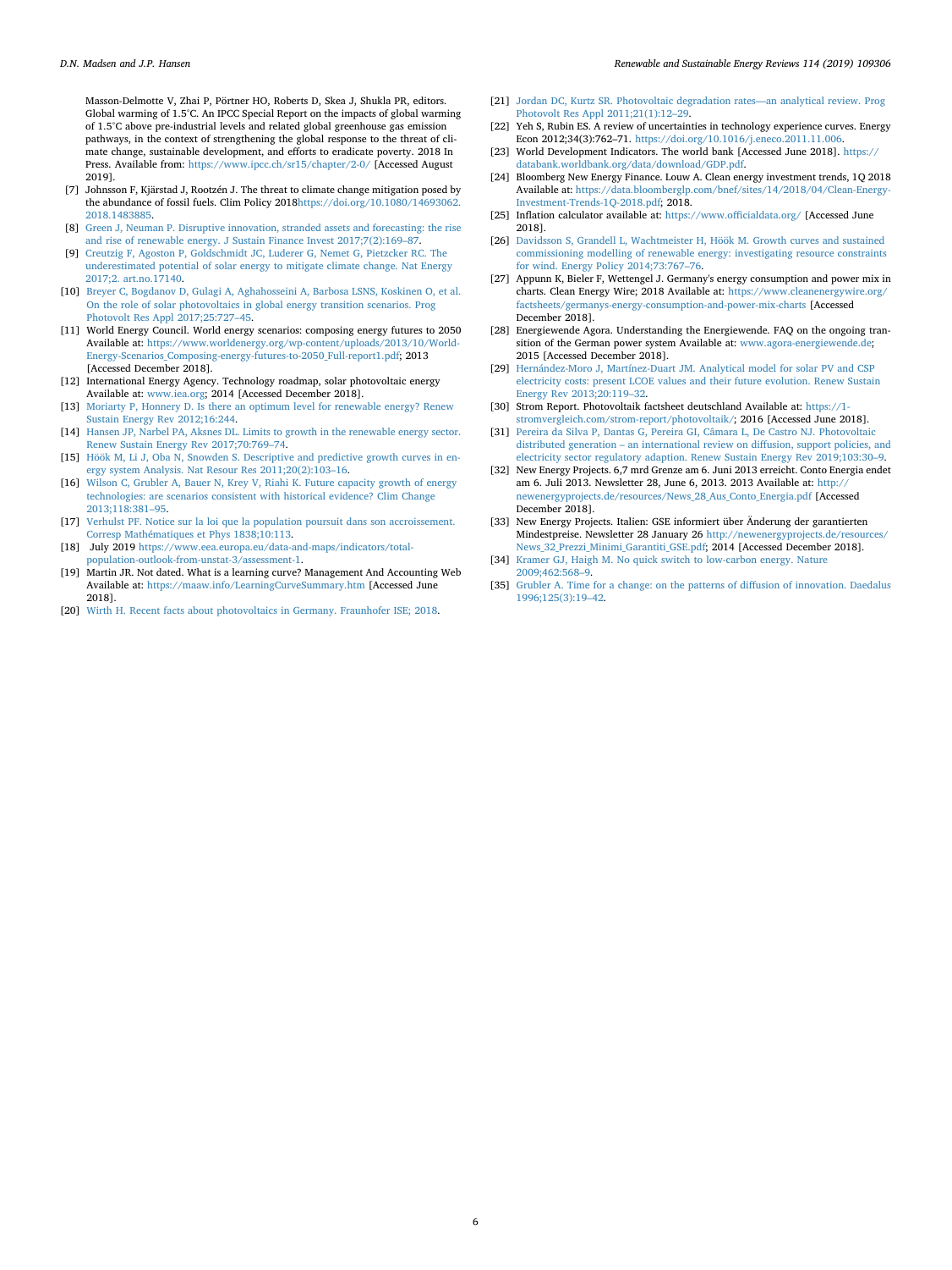Masson-Delmotte V, Zhai P, Pörtner HO, Roberts D, Skea J, Shukla PR, editors. Global warming of 1.5°C. An IPCC Special Report on the impacts of global warming of 1.5°C above pre-industrial levels and related global greenhouse gas emission pathways, in the context of strengthening the global response to the threat of climate change, sustainable development, and efforts to eradicate poverty. 2018 In Press. Available from: https://www.ipcc.ch/sr15/chapter/2-0/ [Accessed August 2019].

[7] Johnsson F, Kjärstad J, Rootzén J. The threat to climate change mitigation posed by the abundance of fossil fuels. Clim Policy 2018https://doi.org/10.1080/14693062.2018.1483885.

[8] Green J, Neuman P. Disruptive innovation, stranded assets and forecasting: the rise and rise of renewable energy. J Sustain Finance Invest 2017;7(2):169–87.

[9] Creutzig F, Agoston P, Goldschmidt JC, Luderer G, Nemet G, Pietzcker RC. The underestimated potential of solar energy to mitigate climate change. Nat Energy 2017;2. art.no.17140.

[10] Breyer C, Bogdanov D, Gulagi A, Aghahosseini A, Barbosa LSNS, Koskinen O, et al. On the role of solar photovoltaics in global energy transition scenarios. Prog Photovolt Res Appl 2017;25:727–45.

[11] World Energy Council. World energy scenarios: composing energy futures to 2050 Available at: https://www.worldenergy.org/wp-content/uploads/2013/10/World-Energy-Scenarios_Composing-energy-futures-to-2050_Full-report1.pdf; 2013 [Accessed December 2018].

[12] International Energy Agency. Technology roadmap, solar photovoltaic energy Available at: www.iea.org; 2014 [Accessed December 2018].

[13] Moriarty P, Honnery D. Is there an optimum level for renewable energy? Renew Sustain Energy Rev 2012;16:244.

[14] Hansen JP, Narbel PA, Aksnes DL. Limits to growth in the renewable energy sector. Renew Sustain Energy Rev 2017;70:769–74.

[15] Höök M, Li J, Oba N, Snowden S. Descriptive and predictive growth curves in energy system Analysis. Nat Resour Res 2011;20(2):103–16.

[16] Wilson C, Grubler A, Bauer N, Krey V, Riahi K. Future capacity growth of energy technologies: are scenarios consistent with historical evidence? Clim Change 2013;118:381–95.

[17] Verhulst PF. Notice sur la loi que la population poursuit dans son accroissement. Corresp Mathématiques et Phys 1838;10:113.

[18] July 2019 https://www.eea.europa.eu/data-and-maps/indicators/total-population-outlook-from-unstat-3/assessment-1.

[19] Martin JR. Not dated. What is a learning curve? Management And Accounting Web Available at: https://maaw.info/LearningCurveSummary.htm [Accessed June 2018].

[20] Wirth H. Recent facts about photovoltaics in Germany. Fraunhofer ISE; 2018.

[21] Jordan DC, Kurtz SR. Photovoltaic degradation rates—an analytical review. Prog Photovolt Res Appl 2011;21(1):12–29.

[22] Yeh S, Rubin ES. A review of uncertainties in technology experience curves. Energy Econ 2012;34(3):762–71. https://doi.org/10.1016/j.eneco.2011.11.006.

[23] World Development Indicators. The world bank [Accessed June 2018]. https://databank.worldbank.org/data/download/GDP.pdf.

[24] Bloomberg New Energy Finance. Louw A. Clean energy investment trends, 1Q 2018 Available at: https://data.bloomberglp.com/bnef/sites/14/2018/04/Clean-Energy-Investment-Trends-1Q-2018.pdf; 2018.

[25] Inflation calculator available at: https://www.officialdata.org/ [Accessed June 2018].

[26] Davidsson S, Grandell L, Wachtmeister H, Höök M. Growth curves and sustained commissioning modelling of renewable energy: investigating resource constraints for wind. Energy Policy 2014;73:767–76.

[27] Appunn K, Bieler F, Wettengel J. Germany's energy consumption and power mix in charts. Clean Energy Wire; 2018 Available at: https://www.cleanenergywire.org/factsheets/germanys-energy-consumption-and-power-mix-charts [Accessed December 2018].

[28] Energiewende Agora. Understanding the Energiewende. FAQ on the ongoing transition of the German power system Available at: www.agora-energiewende.de; 2015 [Accessed December 2018].

[29] Hernández-Moro J, Martínez-Duart JM. Analytical model for solar PV and CSP electricity costs: present LCOE values and their future evolution. Renew Sustain Energy Rev 2013;20:119–32.

[30] Strom Report. Photovoltaik factsheet deutschland Available at: https://1-stromvergleich.com/strom-report/photovoltaik/; 2016 [Accessed June 2018].

[31] Pereira da Silva P, Dantas G, Pereira GI, Câmara L, De Castro NJ. Photovoltaic distributed generation – an international review on diffusion, support policies, and electricity sector regulatory adaption. Renew Sustain Energy Rev 2019;103:30–9.

[32] New Energy Projects. 6,7 mrd Grenze am 6. Juni 2013 erreicht. Conto Energia endet am 6. Juli 2013. Newsletter 28, June 6, 2013. 2013 Available at: http://newenergyprojects.de/resources/News_28_Aus_Conto_Energia.pdf [Accessed December 2018].

[33] New Energy Projects. Italien: GSE informiert über Änderung der garantierten Mindestpreise. Newsletter 28 January 26 http://newenergyprojects.de/resources/News_32_Prezzi_Minimi_Garantiti_GSE.pdf; 2014 [Accessed December 2018].

[34] Kramer GJ, Haigh M. No quick switch to low-carbon energy. Nature 2009;462:568–9.

[35] Grubler A. Time for a change: on the patterns of diffusion of innovation. Daedalus 1996;125(3):19–42.